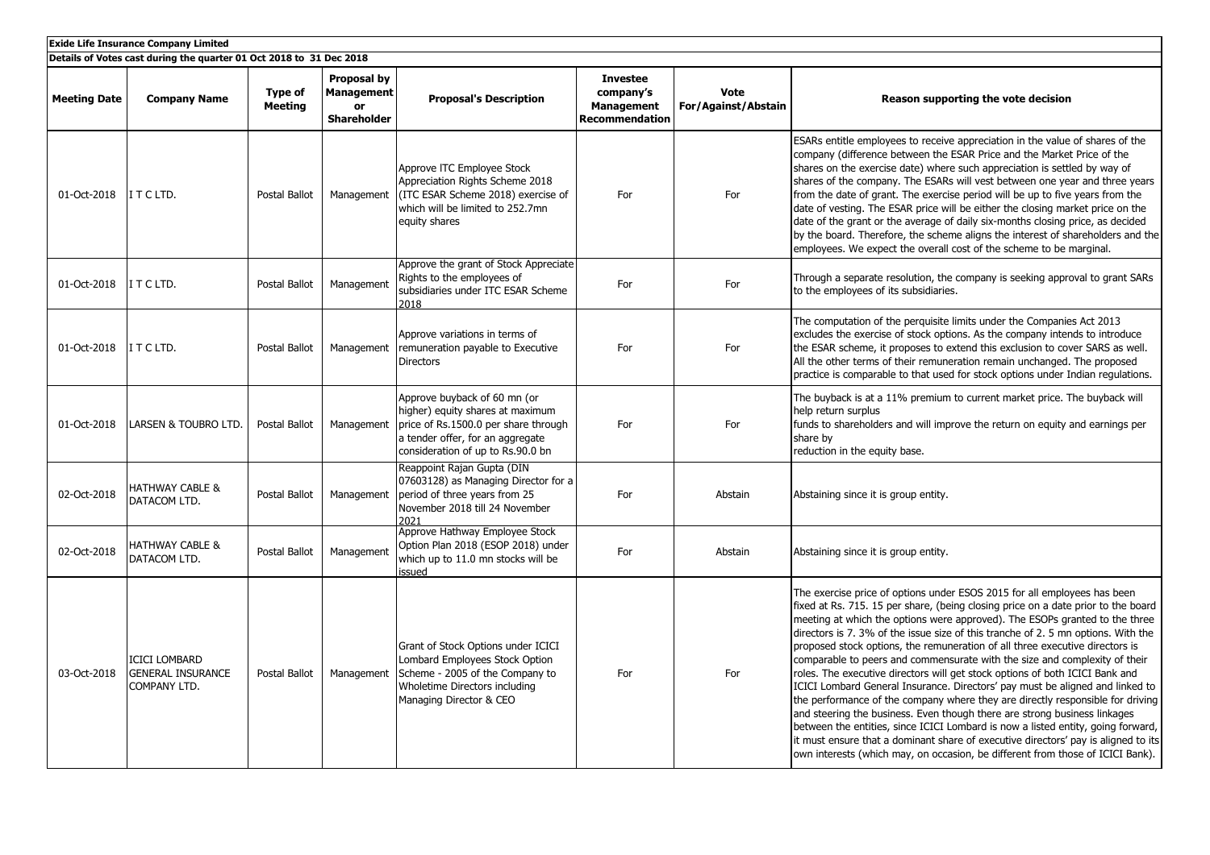**Exide Life Insurance Company Limited**

**Details of Votes cast during the quarter 01 Oct 2018 to 31 Dec 2018**

| Meeting Date | Company Name | Type of Meeting | Proposal by Management or Shareholder | Proposal's Description | Investee company's Management Recommendation | Vote For/Against/Abstain | Reason supporting the vote decision |
|---|---|---|---|---|---|---|---|
| 01-Oct-2018 | I T C LTD. | Postal Ballot | Management | Approve ITC Employee Stock Appreciation Rights Scheme 2018 (ITC ESAR Scheme 2018) exercise of which will be limited to 252.7mn equity shares | For | For | ESARs entitle employees to receive appreciation in the value of shares of the company (difference between the ESAR Price and the Market Price of the shares on the exercise date) where such appreciation is settled by way of shares of the company. The ESARs will vest between one year and three years from the date of grant. The exercise period will be up to five years from the date of vesting. The ESAR price will be either the closing market price on the date of the grant or the average of daily six-months closing price, as decided by the board. Therefore, the scheme aligns the interest of shareholders and the employees. We expect the overall cost of the scheme to be marginal. |
| 01-Oct-2018 | I T C LTD. | Postal Ballot | Management | Approve the grant of Stock Appreciate Rights to the employees of subsidiaries under ITC ESAR Scheme 2018 | For | For | Through a separate resolution, the company is seeking approval to grant SARs to the employees of its subsidiaries. |
| 01-Oct-2018 | I T C LTD. | Postal Ballot | Management | Approve variations in terms of remuneration payable to Executive Directors | For | For | The computation of the perquisite limits under the Companies Act 2013 excludes the exercise of stock options. As the company intends to introduce the ESAR scheme, it proposes to extend this exclusion to cover SARS as well. All the other terms of their remuneration remain unchanged. The proposed practice is comparable to that used for stock options under Indian regulations. |
| 01-Oct-2018 | LARSEN & TOUBRO LTD. | Postal Ballot | Management | Approve buyback of 60 mn (or higher) equity shares at maximum price of Rs.1500.0 per share through a tender offer, for an aggregate consideration of up to Rs.90.0 bn | For | For | The buyback is at a 11% premium to current market price. The buyback will help return surplus funds to shareholders and will improve the return on equity and earnings per share by reduction in the equity base. |
| 02-Oct-2018 | HATHWAY CABLE & DATACOM LTD. | Postal Ballot | Management | Reappoint Rajan Gupta (DIN 07603128) as Managing Director for a period of three years from 25 November 2018 till 24 November 2021 | For | Abstain | Abstaining since it is group entity. |
| 02-Oct-2018 | HATHWAY CABLE & DATACOM LTD. | Postal Ballot | Management | Approve Hathway Employee Stock Option Plan 2018 (ESOP 2018) under which up to 11.0 mn stocks will be issued | For | Abstain | Abstaining since it is group entity. |
| 03-Oct-2018 | ICICI LOMBARD GENERAL INSURANCE COMPANY LTD. | Postal Ballot | Management | Grant of Stock Options under ICICI Lombard Employees Stock Option Scheme - 2005 of the Company to Wholetime Directors including Managing Director & CEO | For | For | The exercise price of options under ESOS 2015 for all employees has been fixed at Rs. 715. 15 per share, (being closing price on a date prior to the board meeting at which the options were approved). The ESOPs granted to the three directors is 7. 3% of the issue size of this tranche of 2. 5 mn options. With the proposed stock options, the remuneration of all three executive directors is comparable to peers and commensurate with the size and complexity of their roles. The executive directors will get stock options of both ICICI Bank and ICICI Lombard General Insurance. Directors' pay must be aligned and linked to the performance of the company where they are directly responsible for driving and steering the business. Even though there are strong business linkages between the entities, since ICICI Lombard is now a listed entity, going forward, it must ensure that a dominant share of executive directors' pay is aligned to its own interests (which may, on occasion, be different from those of ICICI Bank). |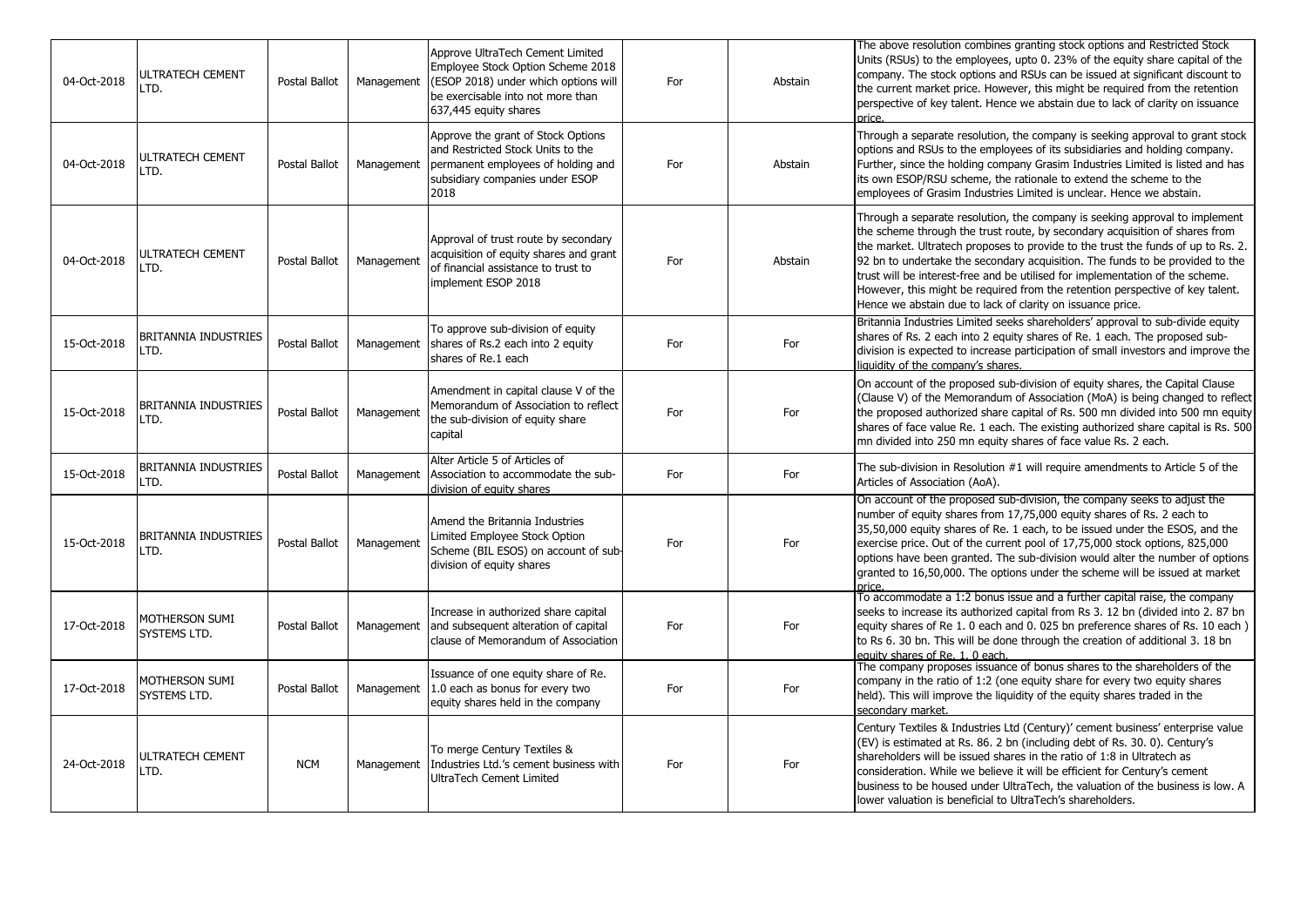| 04-Oct-2018 | ULTRATECH CEMENT LTD. | Postal Ballot | Management | Approve UltraTech Cement Limited Employee Stock Option Scheme 2018 (ESOP 2018) under which options will be exercisable into not more than 637,445 equity shares | For | Abstain | The above resolution combines granting stock options and Restricted Stock Units (RSUs) to the employees, upto 0. 23% of the equity share capital of the company. The stock options and RSUs can be issued at significant discount to the current market price. However, this might be required from the retention perspective of key talent. Hence we abstain due to lack of clarity on issuance price. |
|---|---|---|---|---|---|---|---|
| 04-Oct-2018 | ULTRATECH CEMENT LTD. | Postal Ballot | Management | Approve the grant of Stock Options and Restricted Stock Units to the permanent employees of holding and subsidiary companies under ESOP 2018 | For | Abstain | Through a separate resolution, the company is seeking approval to grant stock options and RSUs to the employees of its subsidiaries and holding company. Further, since the holding company Grasim Industries Limited is listed and has its own ESOP/RSU scheme, the rationale to extend the scheme to the employees of Grasim Industries Limited is unclear. Hence we abstain. |
| 04-Oct-2018 | ULTRATECH CEMENT LTD. | Postal Ballot | Management | Approval of trust route by secondary acquisition of equity shares and grant of financial assistance to trust to implement ESOP 2018 | For | Abstain | Through a separate resolution, the company is seeking approval to implement the scheme through the trust route, by secondary acquisition of shares from the market. Ultratech proposes to provide to the trust the funds of up to Rs. 2. 92 bn to undertake the secondary acquisition. The funds to be provided to the trust will be interest-free and be utilised for implementation of the scheme. However, this might be required from the retention perspective of key talent. Hence we abstain due to lack of clarity on issuance price. |
| 15-Oct-2018 | BRITANNIA INDUSTRIES LTD. | Postal Ballot | Management | To approve sub-division of equity shares of Rs.2 each into 2 equity shares of Re.1 each | For | For | Britannia Industries Limited seeks shareholders' approval to sub-divide equity shares of Rs. 2 each into 2 equity shares of Re. 1 each. The proposed sub-division is expected to increase participation of small investors and improve the liquidity of the company's shares. |
| 15-Oct-2018 | BRITANNIA INDUSTRIES LTD. | Postal Ballot | Management | Amendment in capital clause V of the Memorandum of Association to reflect the sub-division of equity share capital | For | For | On account of the proposed sub-division of equity shares, the Capital Clause (Clause V) of the Memorandum of Association (MoA) is being changed to reflect the proposed authorized share capital of Rs. 500 mn divided into 500 mn equity shares of face value Re. 1 each. The existing authorized share capital is Rs. 500 mn divided into 250 mn equity shares of face value Rs. 2 each. |
| 15-Oct-2018 | BRITANNIA INDUSTRIES LTD. | Postal Ballot | Management | Alter Article 5 of Articles of Association to accommodate the sub-division of equity shares | For | For | The sub-division in Resolution #1 will require amendments to Article 5 of the Articles of Association (AoA). |
| 15-Oct-2018 | BRITANNIA INDUSTRIES LTD. | Postal Ballot | Management | Amend the Britannia Industries Limited Employee Stock Option Scheme (BIL ESOS) on account of sub-division of equity shares | For | For | On account of the proposed sub-division, the company seeks to adjust the number of equity shares from 17,75,000 equity shares of Rs. 2 each to 35,50,000 equity shares of Re. 1 each, to be issued under the ESOS, and the exercise price. Out of the current pool of 17,75,000 stock options, 825,000 options have been granted. The sub-division would alter the number of options granted to 16,50,000. The options under the scheme will be issued at market price. |
| 17-Oct-2018 | MOTHERSON SUMI SYSTEMS LTD. | Postal Ballot | Management | Increase in authorized share capital and subsequent alteration of capital clause of Memorandum of Association | For | For | To accommodate a 1:2 bonus issue and a further capital raise, the company seeks to increase its authorized capital from Rs 3. 12 bn (divided into 2. 87 bn equity shares of Re 1. 0 each and 0. 025 bn preference shares of Rs. 10 each ) to Rs 6. 30 bn. This will be done through the creation of additional 3. 18 bn equity shares of Re. 1. 0 each. |
| 17-Oct-2018 | MOTHERSON SUMI SYSTEMS LTD. | Postal Ballot | Management | Issuance of one equity share of Re. 1.0 each as bonus for every two equity shares held in the company | For | For | The company proposes issuance of bonus shares to the shareholders of the company in the ratio of 1:2 (one equity share for every two equity shares held). This will improve the liquidity of the equity shares traded in the secondary market. |
| 24-Oct-2018 | ULTRATECH CEMENT LTD. | NCM | Management | To merge Century Textiles & Industries Ltd.'s cement business with UltraTech Cement Limited | For | For | Century Textiles & Industries Ltd (Century)' cement business' enterprise value (EV) is estimated at Rs. 86. 2 bn (including debt of Rs. 30. 0). Century's shareholders will be issued shares in the ratio of 1:8 in Ultratech as consideration. While we believe it will be efficient for Century's cement business to be housed under UltraTech, the valuation of the business is low. A lower valuation is beneficial to UltraTech's shareholders. |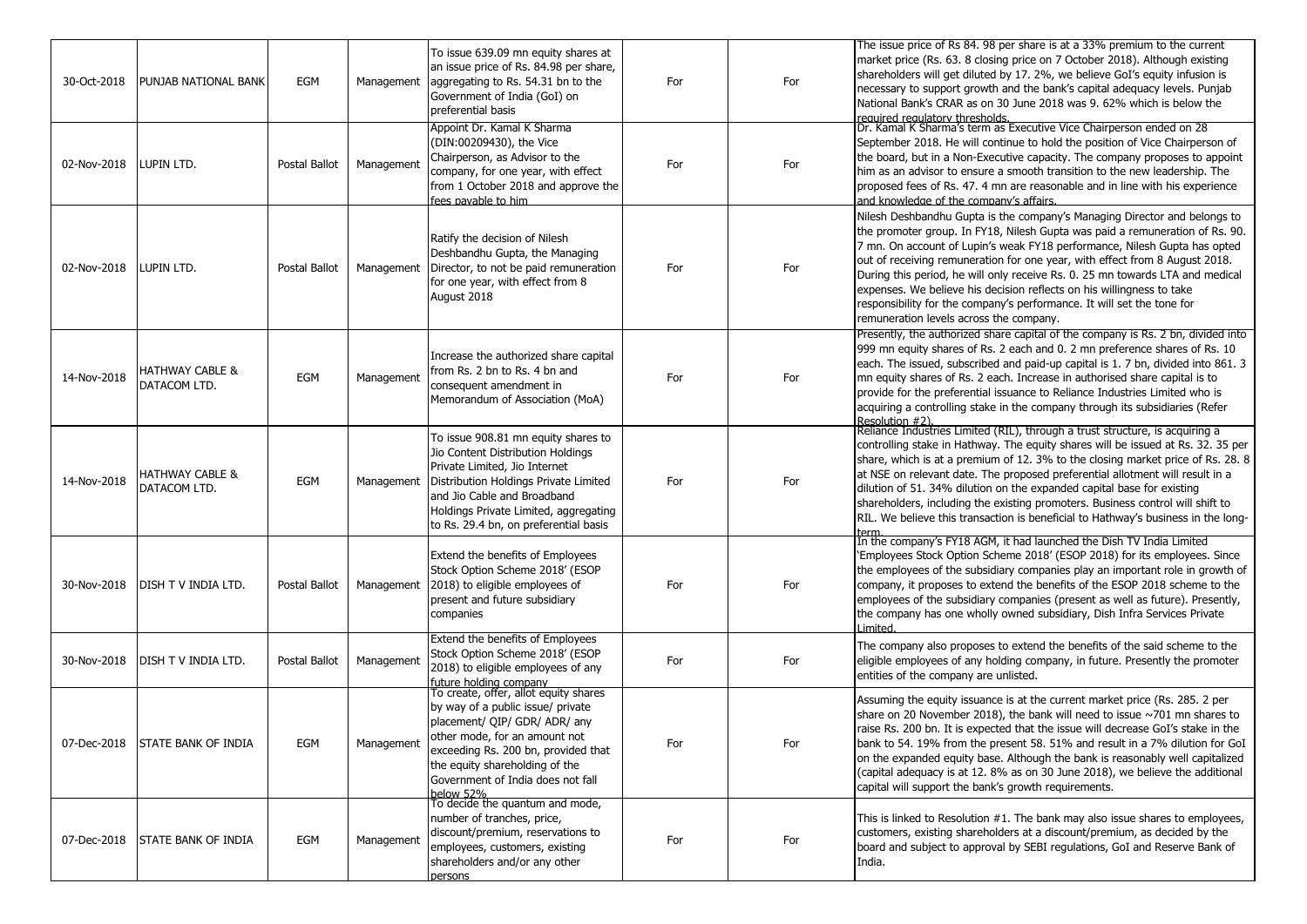| | | | | | | | |
|---|---|---|---|---|---|---|---|
| 30-Oct-2018 | PUNJAB NATIONAL BANK | EGM | Management | To issue 639.09 mn equity shares at an issue price of Rs. 84.98 per share, aggregating to Rs. 54.31 bn to the Government of India (GoI) on preferential basis | For | For | The issue price of Rs 84. 98 per share is at a 33% premium to the current market price (Rs. 63. 8 closing price on 7 October 2018). Although existing shareholders will get diluted by 17. 2%, we believe GoI's equity infusion is necessary to support growth and the bank's capital adequacy levels. Punjab National Bank's CRAR as on 30 June 2018 was 9. 62% which is below the required regulatory thresholds. |
| 02-Nov-2018 | LUPIN LTD. | Postal Ballot | Management | Appoint Dr. Kamal K Sharma (DIN:00209430), the Vice Chairperson, as Advisor to the company, for one year, with effect from 1 October 2018 and approve the fees payable to him | For | For | Dr. Kamal K Sharma's term as Executive Vice Chairperson ended on 28 September 2018. He will continue to hold the position of Vice Chairperson of the board, but in a Non-Executive capacity. The company proposes to appoint him as an advisor to ensure a smooth transition to the new leadership. The proposed fees of Rs. 47. 4 mn are reasonable and in line with his experience and knowledge of the company's affairs. |
| 02-Nov-2018 | LUPIN LTD. | Postal Ballot | Management | Ratify the decision of Nilesh Deshbandhu Gupta, the Managing Director, to not be paid remuneration for one year, with effect from 8 August 2018 | For | For | Nilesh Deshbandhu Gupta is the company's Managing Director and belongs to the promoter group. In FY18, Nilesh Gupta was paid a remuneration of Rs. 90. 7 mn. On account of Lupin's weak FY18 performance, Nilesh Gupta has opted out of receiving remuneration for one year, with effect from 8 August 2018. During this period, he will only receive Rs. 0. 25 mn towards LTA and medical expenses. We believe his decision reflects on his willingness to take responsibility for the company's performance. It will set the tone for remuneration levels across the company. |
| 14-Nov-2018 | HATHWAY CABLE & DATACOM LTD. | EGM | Management | Increase the authorized share capital from Rs. 2 bn to Rs. 4 bn and consequent amendment in Memorandum of Association (MoA) | For | For | Presently, the authorized share capital of the company is Rs. 2 bn, divided into 999 mn equity shares of Rs. 2 each and 0. 2 mn preference shares of Rs. 10 each. The issued, subscribed and paid-up capital is 1. 7 bn, divided into 861. 3 mn equity shares of Rs. 2 each. Increase in authorised share capital is to provide for the preferential issuance to Reliance Industries Limited who is acquiring a controlling stake in the company through its subsidiaries (Refer Resolution #2). |
| 14-Nov-2018 | HATHWAY CABLE & DATACOM LTD. | EGM | Management | To issue 908.81 mn equity shares to Jio Content Distribution Holdings Private Limited, Jio Internet Distribution Holdings Private Limited and Jio Cable and Broadband Holdings Private Limited, aggregating to Rs. 29.4 bn, on preferential basis | For | For | Reliance Industries Limited (RIL), through a trust structure, is acquiring a controlling stake in Hathway. The equity shares will be issued at Rs. 32. 35 per share, which is at a premium of 12. 3% to the closing market price of Rs. 28. 8 at NSE on relevant date. The proposed preferential allotment will result in a dilution of 51. 34% dilution on the expanded capital base for existing shareholders, including the existing promoters. Business control will shift to RIL. We believe this transaction is beneficial to Hathway's business in the long-term. |
| 30-Nov-2018 | DISH T V INDIA LTD. | Postal Ballot | Management | Extend the benefits of Employees Stock Option Scheme 2018' (ESOP 2018) to eligible employees of present and future subsidiary companies | For | For | In the company's FY18 AGM, it had launched the Dish TV India Limited 'Employees Stock Option Scheme 2018' (ESOP 2018) for its employees. Since the employees of the subsidiary companies play an important role in growth of company, it proposes to extend the benefits of the ESOP 2018 scheme to the employees of the subsidiary companies (present as well as future). Presently, the company has one wholly owned subsidiary, Dish Infra Services Private Limited. |
| 30-Nov-2018 | DISH T V INDIA LTD. | Postal Ballot | Management | Extend the benefits of Employees Stock Option Scheme 2018' (ESOP 2018) to eligible employees of any future holding company | For | For | The company also proposes to extend the benefits of the said scheme to the eligible employees of any holding company, in future. Presently the promoter entities of the company are unlisted. |
| 07-Dec-2018 | STATE BANK OF INDIA | EGM | Management | To create, offer, allot equity shares by way of a public issue/ private placement/ QIP/ GDR/ ADR/ any other mode, for an amount not exceeding Rs. 200 bn, provided that the equity shareholding of the Government of India does not fall below 52% | For | For | Assuming the equity issuance is at the current market price (Rs. 285. 2 per share on 20 November 2018), the bank will need to issue ~701 mn shares to raise Rs. 200 bn. It is expected that the issue will decrease GoI's stake in the bank to 54. 19% from the present 58. 51% and result in a 7% dilution for GoI on the expanded equity base. Although the bank is reasonably well capitalized (capital adequacy is at 12. 8% as on 30 June 2018), we believe the additional capital will support the bank's growth requirements. |
| 07-Dec-2018 | STATE BANK OF INDIA | EGM | Management | To decide the quantum and mode, number of tranches, price, discount/premium, reservations to employees, customers, existing shareholders and/or any other persons | For | For | This is linked to Resolution #1. The bank may also issue shares to employees, customers, existing shareholders at a discount/premium, as decided by the board and subject to approval by SEBI regulations, GoI and Reserve Bank of India. |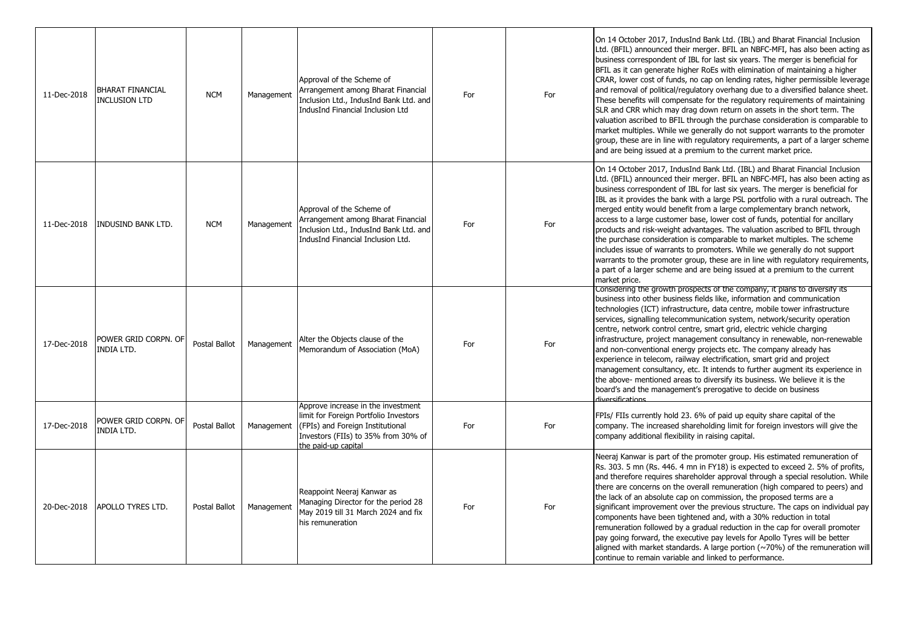| | | | | | | | |
|---|---|---|---|---|---|---|---|
| 11-Dec-2018 | BHARAT FINANCIAL INCLUSION LTD | NCM | Management | Approval of the Scheme of Arrangement among Bharat Financial Inclusion Ltd., IndusInd Bank Ltd. and IndusInd Financial Inclusion Ltd | For | For | On 14 October 2017, IndusInd Bank Ltd. (IBL) and Bharat Financial Inclusion Ltd. (BFIL) announced their merger. BFIL an NBFC-MFI, has also been acting as business correspondent of IBL for last six years. The merger is beneficial for BFIL as it can generate higher RoEs with elimination of maintaining a higher CRAR, lower cost of funds, no cap on lending rates, higher permissible leverage and removal of political/regulatory overhang due to a diversified balance sheet. These benefits will compensate for the regulatory requirements of maintaining SLR and CRR which may drag down return on assets in the short term. The valuation ascribed to BFIL through the purchase consideration is comparable to market multiples. While we generally do not support warrants to the promoter group, these are in line with regulatory requirements, a part of a larger scheme and are being issued at a premium to the current market price. |
| 11-Dec-2018 | INDUSIND BANK LTD. | NCM | Management | Approval of the Scheme of Arrangement among Bharat Financial Inclusion Ltd., IndusInd Bank Ltd. and IndusInd Financial Inclusion Ltd. | For | For | On 14 October 2017, IndusInd Bank Ltd. (IBL) and Bharat Financial Inclusion Ltd. (BFIL) announced their merger. BFIL an NBFC-MFI, has also been acting as business correspondent of IBL for last six years. The merger is beneficial for IBL as it provides the bank with a large PSL portfolio with a rural outreach. The merged entity would benefit from a large complementary branch network, access to a large customer base, lower cost of funds, potential for ancillary products and risk-weight advantages. The valuation ascribed to BFIL through the purchase consideration is comparable to market multiples. The scheme includes issue of warrants to promoters. While we generally do not support warrants to the promoter group, these are in line with regulatory requirements, a part of a larger scheme and are being issued at a premium to the current market price. |
| 17-Dec-2018 | POWER GRID CORPN. OF INDIA LTD. | Postal Ballot | Management | Alter the Objects clause of the Memorandum of Association (MoA) | For | For | Considering the growth prospects of the company, it plans to diversify its business into other business fields like, information and communication technologies (ICT) infrastructure, data centre, mobile tower infrastructure services, signalling telecommunication system, network/security operation centre, network control centre, smart grid, electric vehicle charging infrastructure, project management consultancy in renewable, non-renewable and non-conventional energy projects etc. The company already has experience in telecom, railway electrification, smart grid and project management consultancy, etc. It intends to further augment its experience in the above- mentioned areas to diversify its business. We believe it is the board's and the management's prerogative to decide on business diversifications |
| 17-Dec-2018 | POWER GRID CORPN. OF INDIA LTD. | Postal Ballot | Management | Approve increase in the investment limit for Foreign Portfolio Investors (FPIs) and Foreign Institutional Investors (FIIs) to 35% from 30% of the paid-up capital | For | For | FPIs/ FIIs currently hold 23. 6% of paid up equity share capital of the company. The increased shareholding limit for foreign investors will give the company additional flexibility in raising capital. |
| 20-Dec-2018 | APOLLO TYRES LTD. | Postal Ballot | Management | Reappoint Neeraj Kanwar as Managing Director for the period 28 May 2019 till 31 March 2024 and fix his remuneration | For | For | Neeraj Kanwar is part of the promoter group. His estimated remuneration of Rs. 303. 5 mn (Rs. 446. 4 mn in FY18) is expected to exceed 2. 5% of profits, and therefore requires shareholder approval through a special resolution. While there are concerns on the overall remuneration (high compared to peers) and the lack of an absolute cap on commission, the proposed terms are a significant improvement over the previous structure. The caps on individual pay components have been tightened and, with a 30% reduction in total remuneration followed by a gradual reduction in the cap for overall promoter pay going forward, the executive pay levels for Apollo Tyres will be better aligned with market standards. A large portion (~70%) of the remuneration will continue to remain variable and linked to performance. |